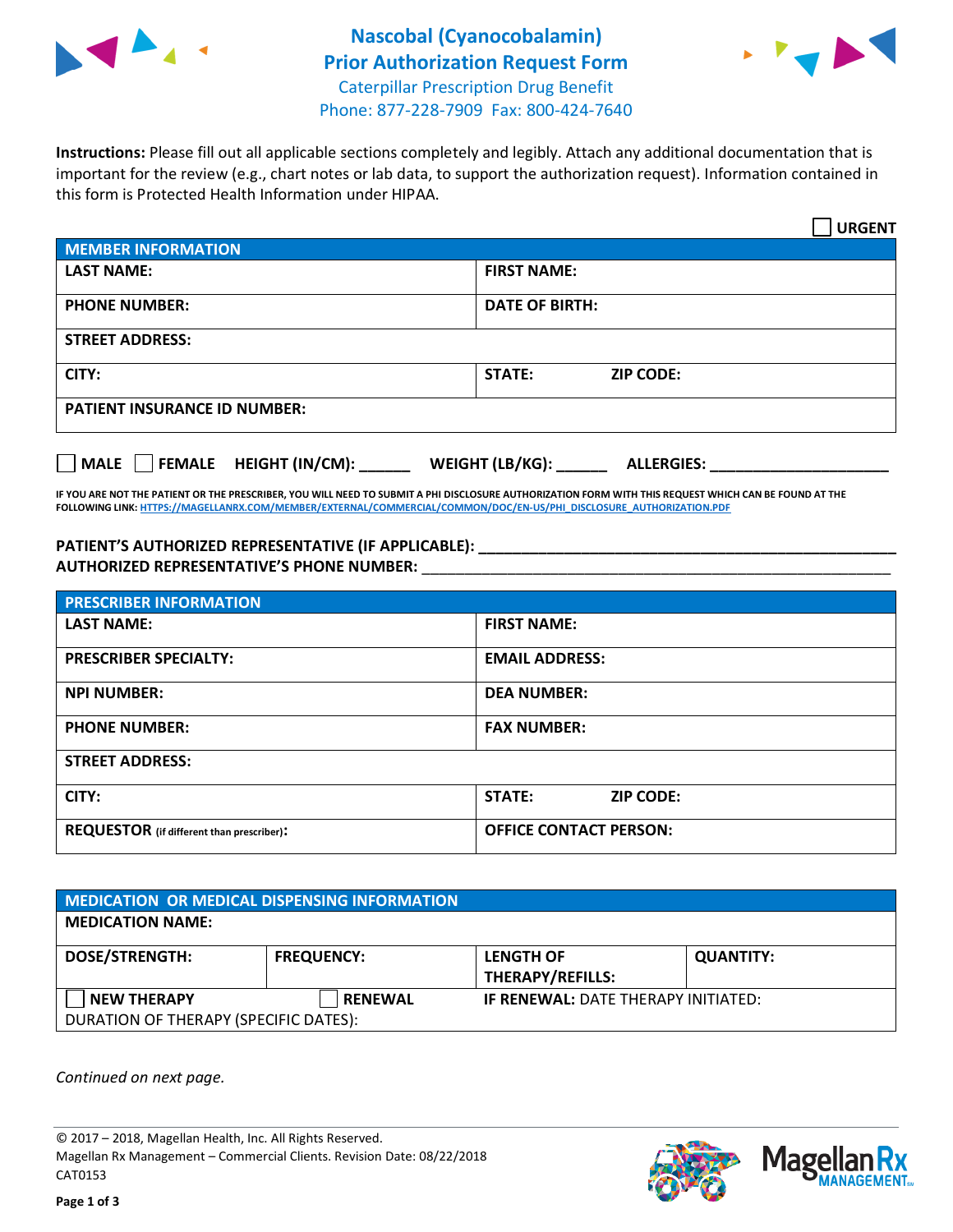# Nascobal (Cyanocobalamin) Prior Authorization Request Form

Caterpillar Prescription Drug Benefit
Phone: 877-228-7909 Fax: 800-424-7640

**Instructions:** Please fill out all applicable sections completely and legibly. Attach any additional documentation that is important for the review (e.g., chart notes or lab data, to support the authorization request). Information contained in this form is Protected Health Information under HIPAA.

☐ **URGENT**

| MEMBER INFORMATION | |
|---|---|
| **LAST NAME:** | **FIRST NAME:** |
| **PHONE NUMBER:** | **DATE OF BIRTH:** |
| **STREET ADDRESS:** | |
| **CITY:** | **STATE:** **ZIP CODE:** |
| **PATIENT INSURANCE ID NUMBER:** | |

☐ **MALE** ☐ **FEMALE** **HEIGHT (IN/CM):** ______ **WEIGHT (LB/KG):** ______ **ALLERGIES:** ____________________

**IF YOU ARE NOT THE PATIENT OR THE PRESCRIBER, YOU WILL NEED TO SUBMIT A PHI DISCLOSURE AUTHORIZATION FORM WITH THIS REQUEST WHICH CAN BE FOUND AT THE FOLLOWING LINK: HTTPS://MAGELLANRX.COM/MEMBER/EXTERNAL/COMMERCIAL/COMMON/DOC/EN-US/PHI_DISCLOSURE_AUTHORIZATION.PDF**

**PATIENT'S AUTHORIZED REPRESENTATIVE (IF APPLICABLE):** ____________________________________________
**AUTHORIZED REPRESENTATIVE'S PHONE NUMBER:** ____________________________________________

| PRESCRIBER INFORMATION | |
|---|---|
| **LAST NAME:** | **FIRST NAME:** |
| **PRESCRIBER SPECIALTY:** | **EMAIL ADDRESS:** |
| **NPI NUMBER:** | **DEA NUMBER:** |
| **PHONE NUMBER:** | **FAX NUMBER:** |
| **STREET ADDRESS:** | |
| **CITY:** | **STATE:** **ZIP CODE:** |
| **REQUESTOR** (if different than prescriber)**:** | **OFFICE CONTACT PERSON:** |

| MEDICATION OR MEDICAL DISPENSING INFORMATION | | | |
|---|---|---|---|
| **MEDICATION NAME:** | | | |
| **DOSE/STRENGTH:** | **FREQUENCY:** | **LENGTH OF THERAPY/REFILLS:** | **QUANTITY:** |
| ☐ **NEW THERAPY** | ☐ **RENEWAL** | **IF RENEWAL:** DATE THERAPY INITIATED: | |
| DURATION OF THERAPY (SPECIFIC DATES): | | | |

*Continued on next page.*

© 2017 – 2018, Magellan Health, Inc. All Rights Reserved.
Magellan Rx Management – Commercial Clients. Revision Date: 08/22/2018
CAT0153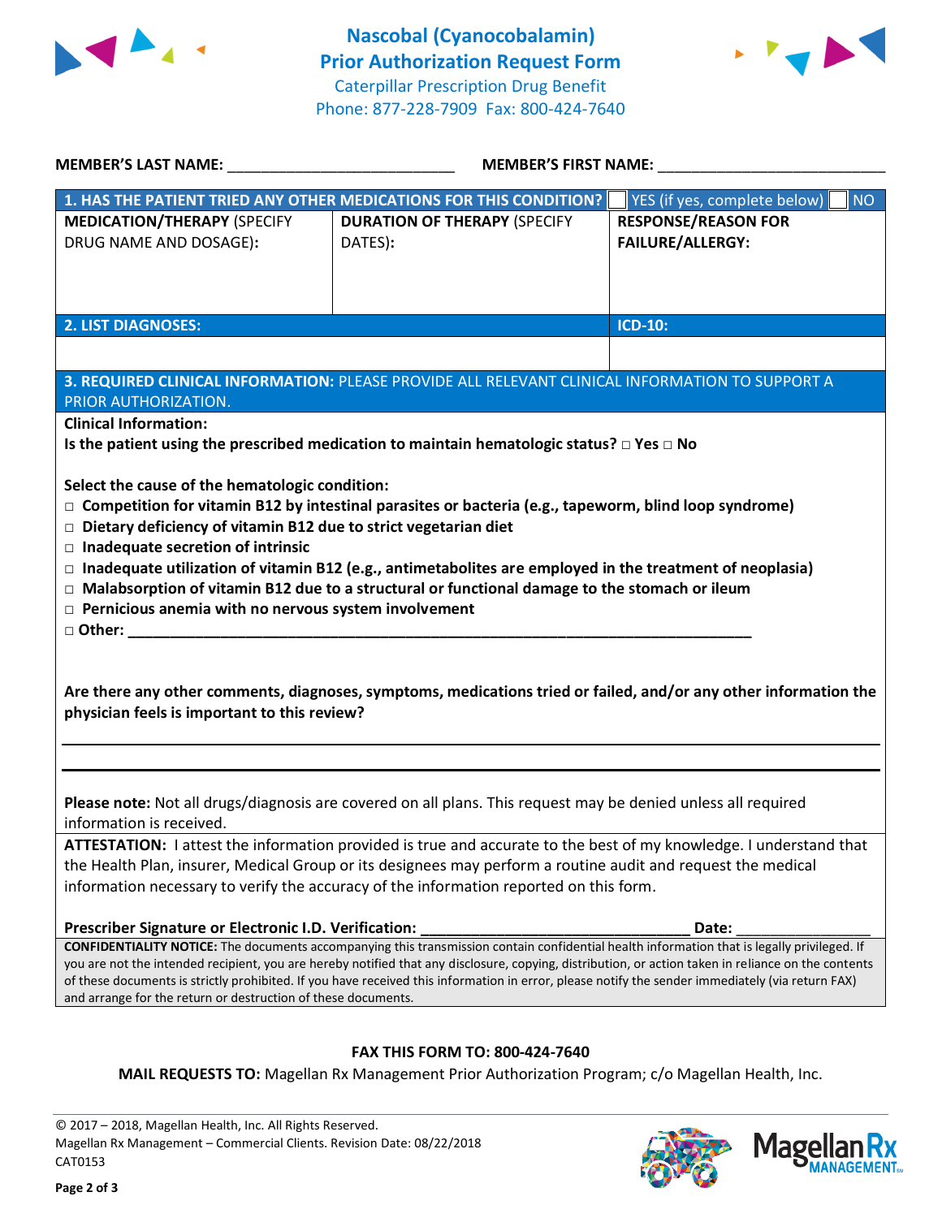# Nascobal (Cyanocobalamin) Prior Authorization Request Form

Caterpillar Prescription Drug Benefit
Phone: 877-228-7909 Fax: 800-424-7640

**MEMBER'S LAST NAME:** ___________________________ **MEMBER'S FIRST NAME:** ___________________________

| **1. HAS THE PATIENT TRIED ANY OTHER MEDICATIONS FOR THIS CONDITION?** | | ☐ YES (if yes, complete below) ☐ NO |
|---|---|---|
| **MEDICATION/THERAPY** (SPECIFY DRUG NAME AND DOSAGE): | **DURATION OF THERAPY** (SPECIFY DATES): | **RESPONSE/REASON FOR FAILURE/ALLERGY:** |
| | | |

| **2. LIST DIAGNOSES:** | **ICD-10:** |
|---|---|
| | |

**3. REQUIRED CLINICAL INFORMATION:** PLEASE PROVIDE ALL RELEVANT CLINICAL INFORMATION TO SUPPORT A PRIOR AUTHORIZATION.

**Clinical Information:**

**Is the patient using the prescribed medication to maintain hematologic status?** □ **Yes** □ **No**

**Select the cause of the hematologic condition:**

- □ **Competition for vitamin B12 by intestinal parasites or bacteria (e.g., tapeworm, blind loop syndrome)**
- □ **Dietary deficiency of vitamin B12 due to strict vegetarian diet**
- □ **Inadequate secretion of intrinsic**
- □ **Inadequate utilization of vitamin B12 (e.g., antimetabolites are employed in the treatment of neoplasia)**
- □ **Malabsorption of vitamin B12 due to a structural or functional damage to the stomach or ileum**
- □ **Pernicious anemia with no nervous system involvement**
- □ **Other:** ___________________________________________________________________________

**Are there any other comments, diagnoses, symptoms, medications tried or failed, and/or any other information the physician feels is important to this review?**

_____________________________________________________________________________________________

_____________________________________________________________________________________________

**Please note:** Not all drugs/diagnosis are covered on all plans. This request may be denied unless all required information is received.

**ATTESTATION:** I attest the information provided is true and accurate to the best of my knowledge. I understand that the Health Plan, insurer, Medical Group or its designees may perform a routine audit and request the medical information necessary to verify the accuracy of the information reported on this form.

**Prescriber Signature or Electronic I.D. Verification:** _________________________________ **Date:** ________________

**CONFIDENTIALITY NOTICE:** The documents accompanying this transmission contain confidential health information that is legally privileged. If you are not the intended recipient, you are hereby notified that any disclosure, copying, distribution, or action taken in reliance on the contents of these documents is strictly prohibited. If you have received this information in error, please notify the sender immediately (via return FAX) and arrange for the return or destruction of these documents.

**FAX THIS FORM TO: 800-424-7640**

**MAIL REQUESTS TO:** Magellan Rx Management Prior Authorization Program; c/o Magellan Health, Inc.

© 2017 – 2018, Magellan Health, Inc. All Rights Reserved.
Magellan Rx Management – Commercial Clients. Revision Date: 08/22/2018
CAT0153